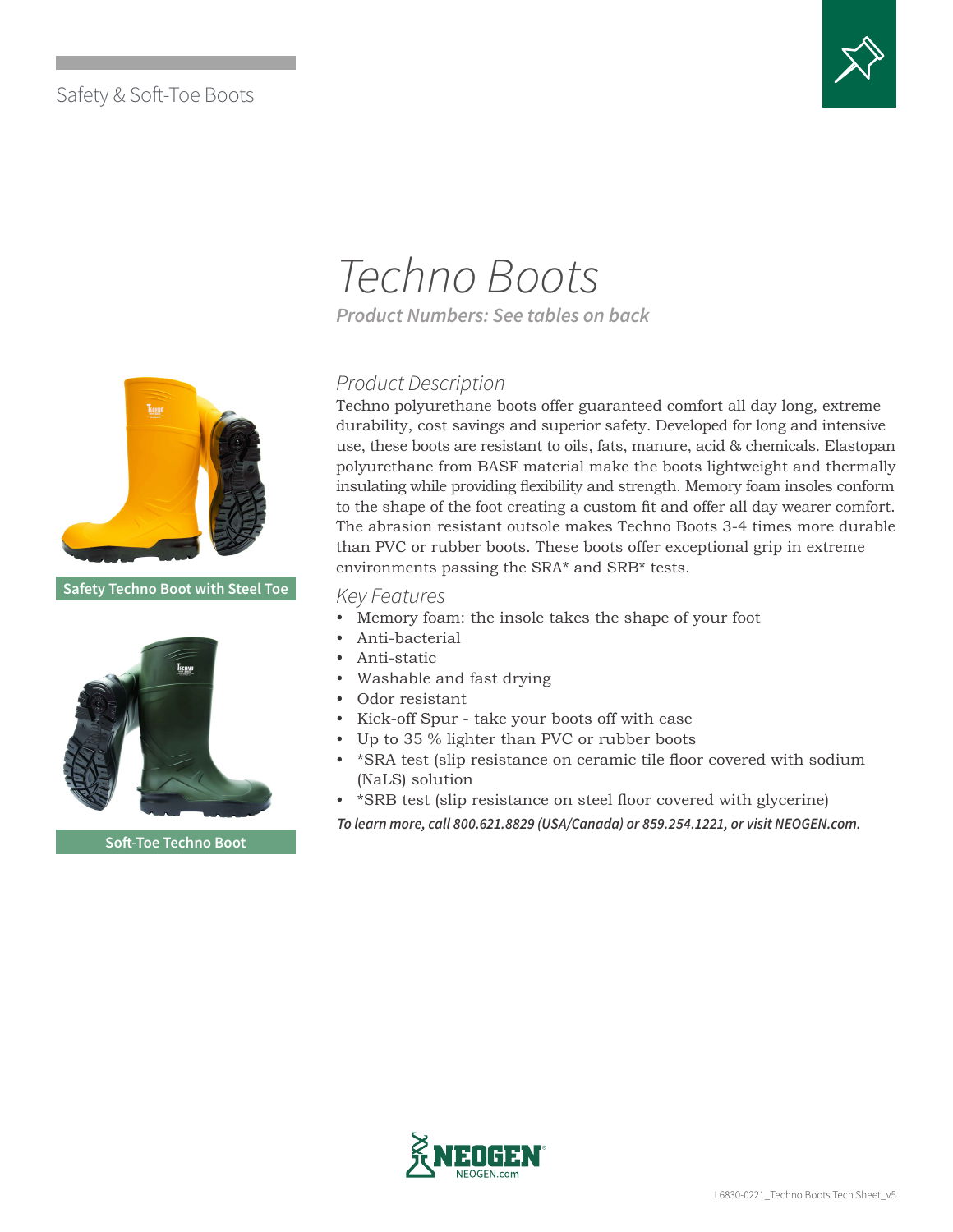Safety & Soft-Toe Boots

# *Techno Boots*

***Product Numbers: See tables on back***

Safety Techno Boot with Steel Toe

Soft-Toe Techno Boot

## *Product Description*

Techno polyurethane boots offer guaranteed comfort all day long, extreme durability, cost savings and superior safety. Developed for long and intensive use, these boots are resistant to oils, fats, manure, acid & chemicals. Elastopan polyurethane from BASF material make the boots lightweight and thermally insulating while providing flexibility and strength. Memory foam insoles conform to the shape of the foot creating a custom fit and offer all day wearer comfort. The abrasion resistant outsole makes Techno Boots 3-4 times more durable than PVC or rubber boots. These boots offer exceptional grip in extreme environments passing the SRA* and SRB* tests.

## *Key Features*

- Memory foam: the insole takes the shape of your foot
- Anti-bacterial
- Anti-static
- Washable and fast drying
- Odor resistant
- Kick-off Spur - take your boots off with ease
- Up to 35 % lighter than PVC or rubber boots
- *SRA test (slip resistance on ceramic tile floor covered with sodium (NaLS) solution
- *SRB test (slip resistance on steel floor covered with glycerine)

***To learn more, call 800.621.8829 (USA/Canada) or 859.254.1221, or visit NEOGEN.com.***

NEOGEN
NEOGEN.com

L6830-0221_Techno Boots Tech Sheet_v5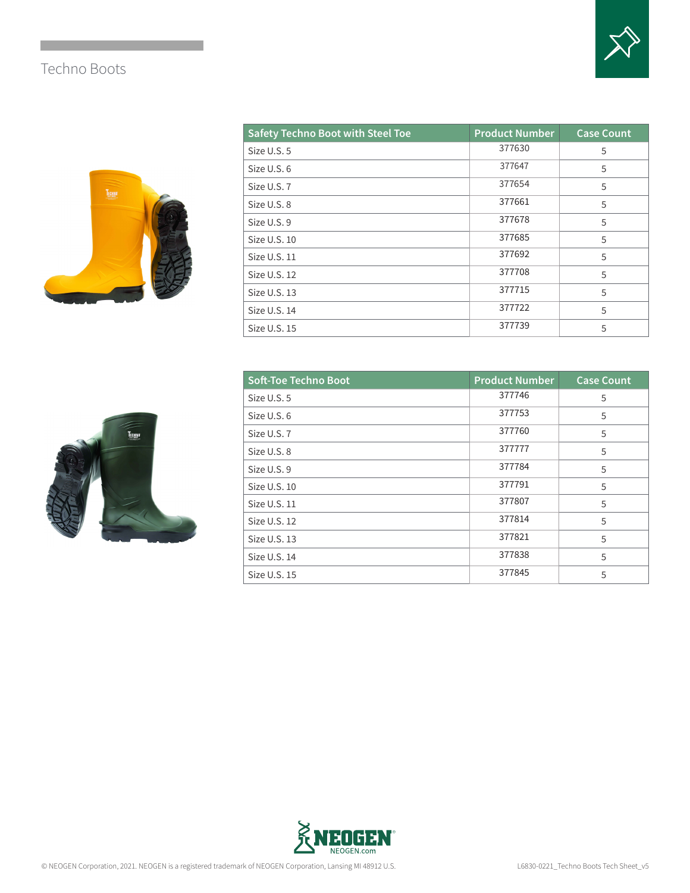# Techno Boots

| Safety Techno Boot with Steel Toe | Product Number | Case Count |
|---|---|---|
| Size U.S. 5 | 377630 | 5 |
| Size U.S. 6 | 377647 | 5 |
| Size U.S. 7 | 377654 | 5 |
| Size U.S. 8 | 377661 | 5 |
| Size U.S. 9 | 377678 | 5 |
| Size U.S. 10 | 377685 | 5 |
| Size U.S. 11 | 377692 | 5 |
| Size U.S. 12 | 377708 | 5 |
| Size U.S. 13 | 377715 | 5 |
| Size U.S. 14 | 377722 | 5 |
| Size U.S. 15 | 377739 | 5 |

| Soft-Toe Techno Boot | Product Number | Case Count |
|---|---|---|
| Size U.S. 5 | 377746 | 5 |
| Size U.S. 6 | 377753 | 5 |
| Size U.S. 7 | 377760 | 5 |
| Size U.S. 8 | 377777 | 5 |
| Size U.S. 9 | 377784 | 5 |
| Size U.S. 10 | 377791 | 5 |
| Size U.S. 11 | 377807 | 5 |
| Size U.S. 12 | 377814 | 5 |
| Size U.S. 13 | 377821 | 5 |
| Size U.S. 14 | 377838 | 5 |
| Size U.S. 15 | 377845 | 5 |

NEOGEN
NEOGEN.com

© NEOGEN Corporation, 2021. NEOGEN is a registered trademark of NEOGEN Corporation, Lansing MI 48912 U.S.

L6830-0221_Techno Boots Tech Sheet_v5